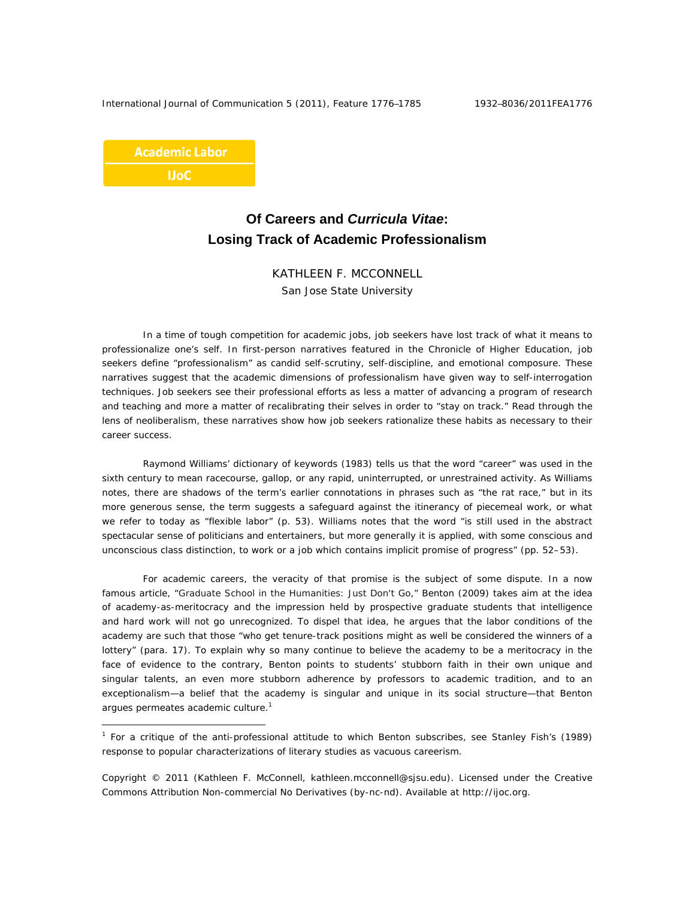Academic Labor
IJoC

# Of Careers and *Curricula Vitae*: Losing Track of Academic Professionalism

KATHLEEN F. MCCONNELL
San Jose State University

In a time of tough competition for academic jobs, job seekers have lost track of what it means to professionalize one's self. In first-person narratives featured in the Chronicle of Higher Education, job seekers define "professionalism" as candid self-scrutiny, self-discipline, and emotional composure. These narratives suggest that the academic dimensions of professionalism have given way to self-interrogation techniques. Job seekers see their professional efforts as less a matter of advancing a program of research and teaching and more a matter of recalibrating their selves in order to "stay on track." Read through the lens of neoliberalism, these narratives show how job seekers rationalize these habits as necessary to their career success.

Raymond Williams' dictionary of keywords (1983) tells us that the word "career" was used in the sixth century to mean racecourse, gallop, or any rapid, uninterrupted, or unrestrained activity. As Williams notes, there are shadows of the term's earlier connotations in phrases such as "the rat race," but in its more generous sense, the term suggests a safeguard against the itinerancy of piecemeal work, or what we refer to today as "flexible labor" (p. 53). Williams notes that the word "is still used in the abstract spectacular sense of politicians and entertainers, but more generally it is applied, with some conscious and unconscious class distinction, to work or a job which contains implicit promise of progress" (pp. 52–53).

For academic careers, the veracity of that promise is the subject of some dispute. In a now famous article, "Graduate School in the Humanities: Just Don't Go," Benton (2009) takes aim at the idea of academy-as-meritocracy and the impression held by prospective graduate students that intelligence and hard work will not go unrecognized. To dispel that idea, he argues that the labor conditions of the academy are such that those "who get tenure-track positions might as well be considered the winners of a lottery" (para. 17). To explain why so many continue to believe the academy to be a meritocracy in the face of evidence to the contrary, Benton points to students' stubborn faith in their own unique and singular talents, an even more stubborn adherence by professors to academic tradition, and to an exceptionalism—a belief that the academy is singular and unique in its social structure—that Benton argues permeates academic culture.[1]

[1] For a critique of the anti-professional attitude to which Benton subscribes, see Stanley Fish's (1989) response to popular characterizations of literary studies as vacuous careerism.

Copyright © 2011 (Kathleen F. McConnell, kathleen.mcconnell@sjsu.edu). Licensed under the Creative Commons Attribution Non-commercial No Derivatives (by-nc-nd). Available at http://ijoc.org.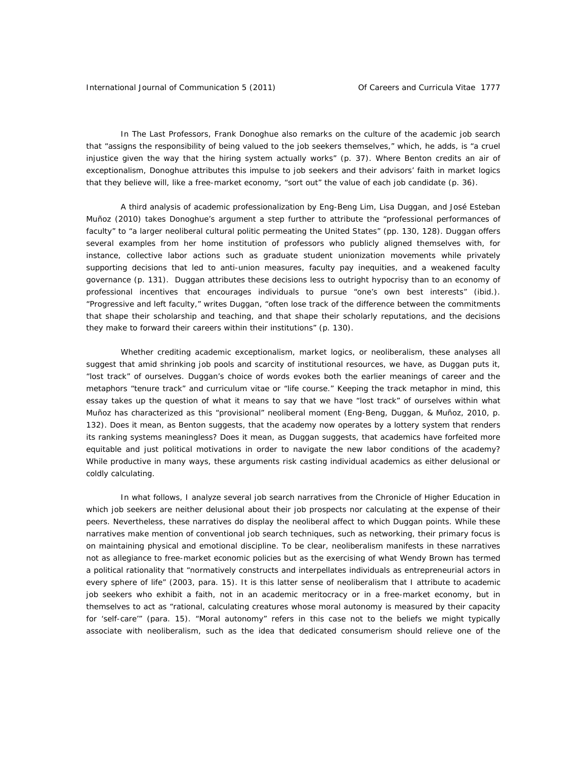In *The Last Professors*, Frank Donoghue also remarks on the culture of the academic job search that "assigns the responsibility of being valued to the job seekers themselves," which, he adds, is "a cruel injustice given the way that the hiring system actually works" (p. 37). Where Benton credits an air of exceptionalism, Donoghue attributes this impulse to job seekers and their advisors' faith in market logics that they believe will, like a free-market economy, "sort out" the value of each job candidate (p. 36).

A third analysis of academic professionalization by Eng-Beng Lim, Lisa Duggan, and José Esteban Muñoz (2010) takes Donoghue's argument a step further to attribute the "professional performances of faculty" to "a larger neoliberal cultural politic permeating the United States" (pp. 130, 128). Duggan offers several examples from her home institution of professors who publicly aligned themselves with, for instance, collective labor actions such as graduate student unionization movements while privately supporting decisions that led to anti-union measures, faculty pay inequities, and a weakened faculty governance (p. 131). Duggan attributes these decisions less to outright hypocrisy than to an economy of professional incentives that encourages individuals to pursue "one's own best interests" (ibid.). "Progressive and left faculty," writes Duggan, "often lose track of the difference between the commitments that shape their scholarship and teaching, and that shape their scholarly reputations, and the decisions they make to forward their careers within their institutions" (p. 130).

Whether crediting academic exceptionalism, market logics, or neoliberalism, these analyses all suggest that amid shrinking job pools and scarcity of institutional resources, we have, as Duggan puts it, "lost track" of ourselves. Duggan's choice of words evokes both the earlier meanings of career and the metaphors "tenure track" and curriculum vitae or "life course." Keeping the track metaphor in mind, this essay takes up the question of what it means to say that we have "lost track" of ourselves within what Muñoz has characterized as this "provisional" neoliberal moment (Eng-Beng, Duggan, & Muñoz, 2010, p. 132). Does it mean, as Benton suggests, that the academy now operates by a lottery system that renders its ranking systems meaningless? Does it mean, as Duggan suggests, that academics have forfeited more equitable and just political motivations in order to navigate the new labor conditions of the academy? While productive in many ways, these arguments risk casting individual academics as either delusional or coldly calculating.

In what follows, I analyze several job search narratives from the *Chronicle of Higher Education* in which job seekers are neither delusional about their job prospects nor calculating at the expense of their peers. Nevertheless, these narratives do display the neoliberal affect to which Duggan points. While these narratives make mention of conventional job search techniques, such as networking, their primary focus is on maintaining physical and emotional discipline. To be clear, neoliberalism manifests in these narratives not as allegiance to free-market economic policies but as the exercising of what Wendy Brown has termed a political rationality that "normatively constructs and interpellates individuals as entrepreneurial actors in every sphere of life" (2003, para. 15). It is this latter sense of neoliberalism that I attribute to academic job seekers who exhibit a faith, not in an academic meritocracy or in a free-market economy, but in themselves to act as "rational, calculating creatures whose moral autonomy is measured by their capacity for 'self-care'" (para. 15). "Moral autonomy" refers in this case not to the beliefs we might typically associate with neoliberalism, such as the idea that dedicated consumerism should relieve one of the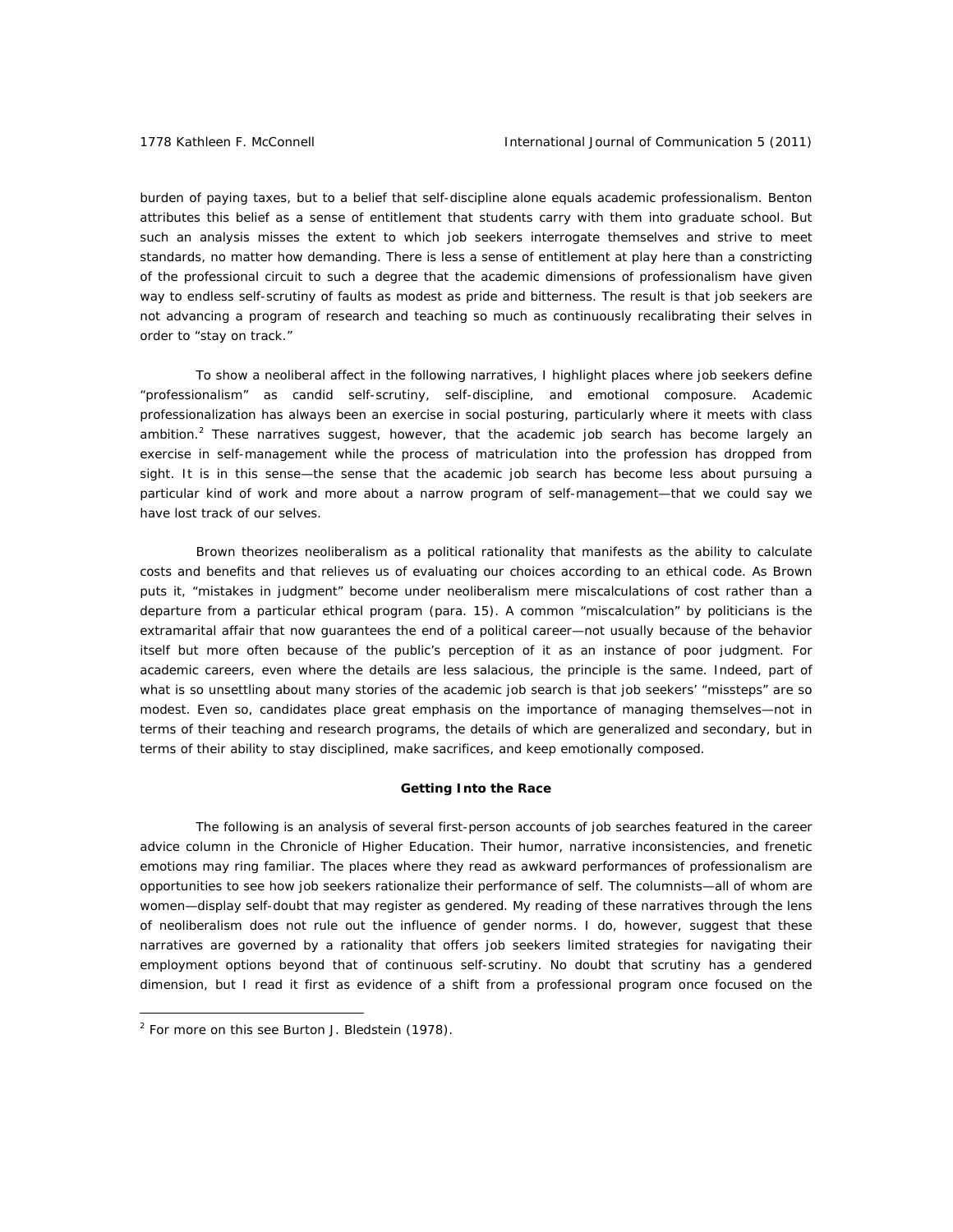burden of paying taxes, but to a belief that self-discipline alone equals academic professionalism. Benton attributes this belief as a sense of entitlement that students carry with them into graduate school. But such an analysis misses the extent to which job seekers interrogate themselves and strive to meet standards, no matter how demanding. There is less a sense of entitlement at play here than a constricting of the professional circuit to such a degree that the academic dimensions of professionalism have given way to endless self-scrutiny of faults as modest as pride and bitterness. The result is that job seekers are not advancing a program of research and teaching so much as continuously recalibrating their selves in order to "stay on track."

To show a neoliberal affect in the following narratives, I highlight places where job seekers define "professionalism" as candid self-scrutiny, self-discipline, and emotional composure. Academic professionalization has always been an exercise in social posturing, particularly where it meets with class ambition.[2] These narratives suggest, however, that the academic job search has become largely an exercise in self-management while the process of matriculation into the profession has dropped from sight. It is in this sense—the sense that the academic job search has become less about pursuing a particular kind of work and more about a narrow program of self-management—that we could say we have lost track of our selves.

Brown theorizes neoliberalism as a political rationality that manifests as the ability to calculate costs and benefits and that relieves us of evaluating our choices according to an ethical code. As Brown puts it, "mistakes in judgment" become under neoliberalism mere miscalculations of cost rather than a departure from a particular ethical program (para. 15). A common "miscalculation" by politicians is the extramarital affair that now guarantees the end of a political career—not usually because of the behavior itself but more often because of the public's perception of it as an instance of poor judgment. For academic careers, even where the details are less salacious, the principle is the same. Indeed, part of what is so unsettling about many stories of the academic job search is that job seekers' "missteps" are so modest. Even so, candidates place great emphasis on the importance of managing themselves—not in terms of their teaching and research programs, the details of which are generalized and secondary, but in terms of their ability to stay disciplined, make sacrifices, and keep emotionally composed.

### Getting Into the Race

The following is an analysis of several first-person accounts of job searches featured in the career advice column in the Chronicle of Higher Education. Their humor, narrative inconsistencies, and frenetic emotions may ring familiar. The places where they read as awkward performances of professionalism are opportunities to see how job seekers rationalize their performance of self. The columnists—all of whom are women—display self-doubt that may register as gendered. My reading of these narratives through the lens of neoliberalism does not rule out the influence of gender norms. I do, however, suggest that these narratives are governed by a rationality that offers job seekers limited strategies for navigating their employment options beyond that of continuous self-scrutiny. No doubt that scrutiny has a gendered dimension, but I read it first as evidence of a shift from a professional program once focused on the

[2] For more on this see Burton J. Bledstein (1978).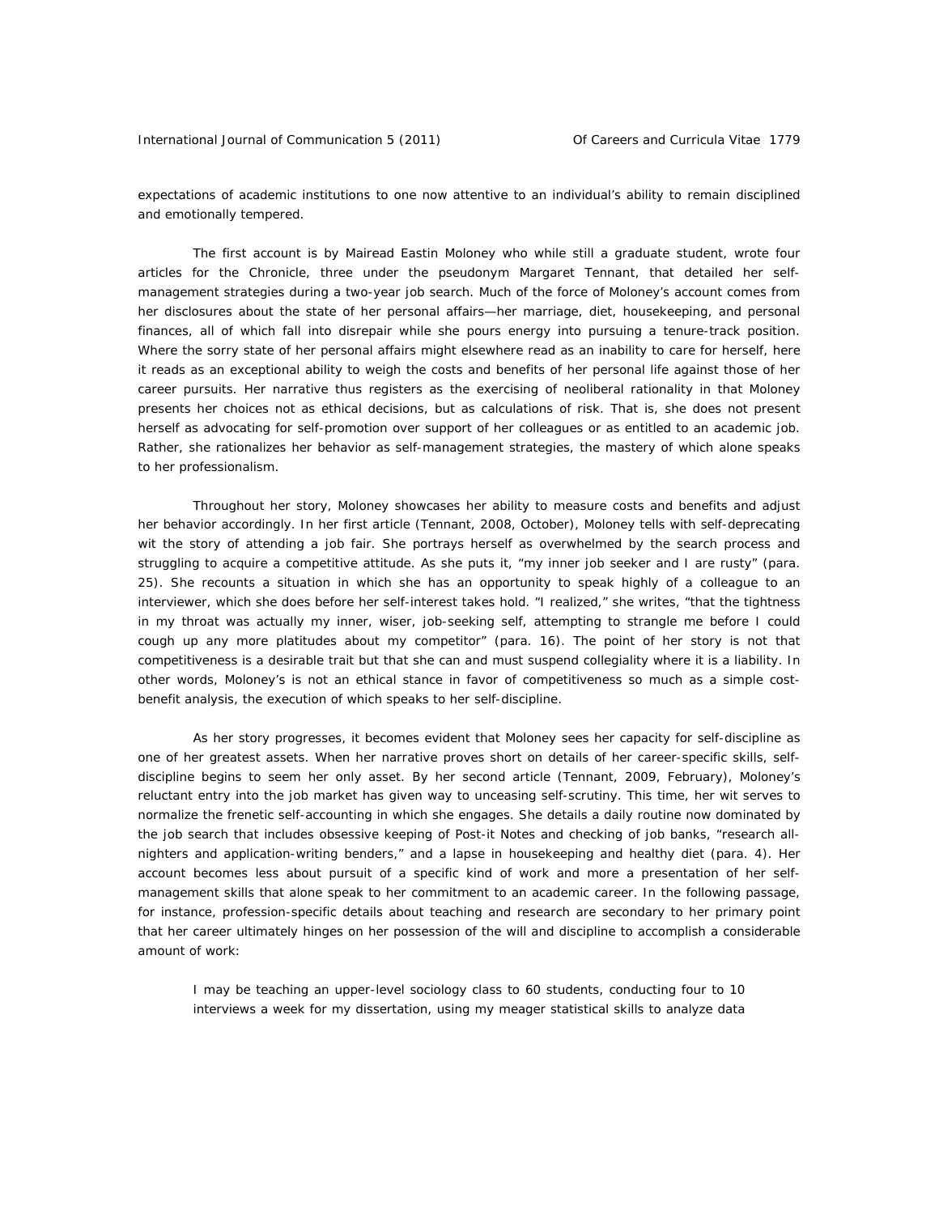expectations of academic institutions to one now attentive to an individual's ability to remain disciplined and emotionally tempered.

The first account is by Mairead Eastin Moloney who while still a graduate student, wrote four articles for the Chronicle, three under the pseudonym Margaret Tennant, that detailed her self-management strategies during a two-year job search. Much of the force of Moloney's account comes from her disclosures about the state of her personal affairs—her marriage, diet, housekeeping, and personal finances, all of which fall into disrepair while she pours energy into pursuing a tenure-track position. Where the sorry state of her personal affairs might elsewhere read as an inability to care for herself, here it reads as an exceptional ability to weigh the costs and benefits of her personal life against those of her career pursuits. Her narrative thus registers as the exercising of neoliberal rationality in that Moloney presents her choices not as ethical decisions, but as calculations of risk. That is, she does not present herself as advocating for self-promotion over support of her colleagues or as entitled to an academic job. Rather, she rationalizes her behavior as self-management strategies, the mastery of which alone speaks to her professionalism.

Throughout her story, Moloney showcases her ability to measure costs and benefits and adjust her behavior accordingly. In her first article (Tennant, 2008, October), Moloney tells with self-deprecating wit the story of attending a job fair. She portrays herself as overwhelmed by the search process and struggling to acquire a competitive attitude. As she puts it, "my inner job seeker and I are rusty" (para. 25). She recounts a situation in which she has an opportunity to speak highly of a colleague to an interviewer, which she does before her self-interest takes hold. "I realized," she writes, "that the tightness in my throat was actually my inner, wiser, job-seeking self, attempting to strangle me before I could cough up any more platitudes about my competitor" (para. 16). The point of her story is not that competitiveness is a desirable trait but that she can and must suspend collegiality where it is a liability. In other words, Moloney's is not an ethical stance in favor of competitiveness so much as a simple cost-benefit analysis, the execution of which speaks to her self-discipline.

As her story progresses, it becomes evident that Moloney sees her capacity for self-discipline as one of her greatest assets. When her narrative proves short on details of her career-specific skills, self-discipline begins to seem her only asset. By her second article (Tennant, 2009, February), Moloney's reluctant entry into the job market has given way to unceasing self-scrutiny. This time, her wit serves to normalize the frenetic self-accounting in which she engages. She details a daily routine now dominated by the job search that includes obsessive keeping of Post-it Notes and checking of job banks, "research all-nighters and application-writing benders," and a lapse in housekeeping and healthy diet (para. 4). Her account becomes less about pursuit of a specific kind of work and more a presentation of her self-management skills that alone speak to her commitment to an academic career. In the following passage, for instance, profession-specific details about teaching and research are secondary to her primary point that her career ultimately hinges on her possession of the will and discipline to accomplish a considerable amount of work:

> I may be teaching an upper-level sociology class to 60 students, conducting four to 10 interviews a week for my dissertation, using my meager statistical skills to analyze data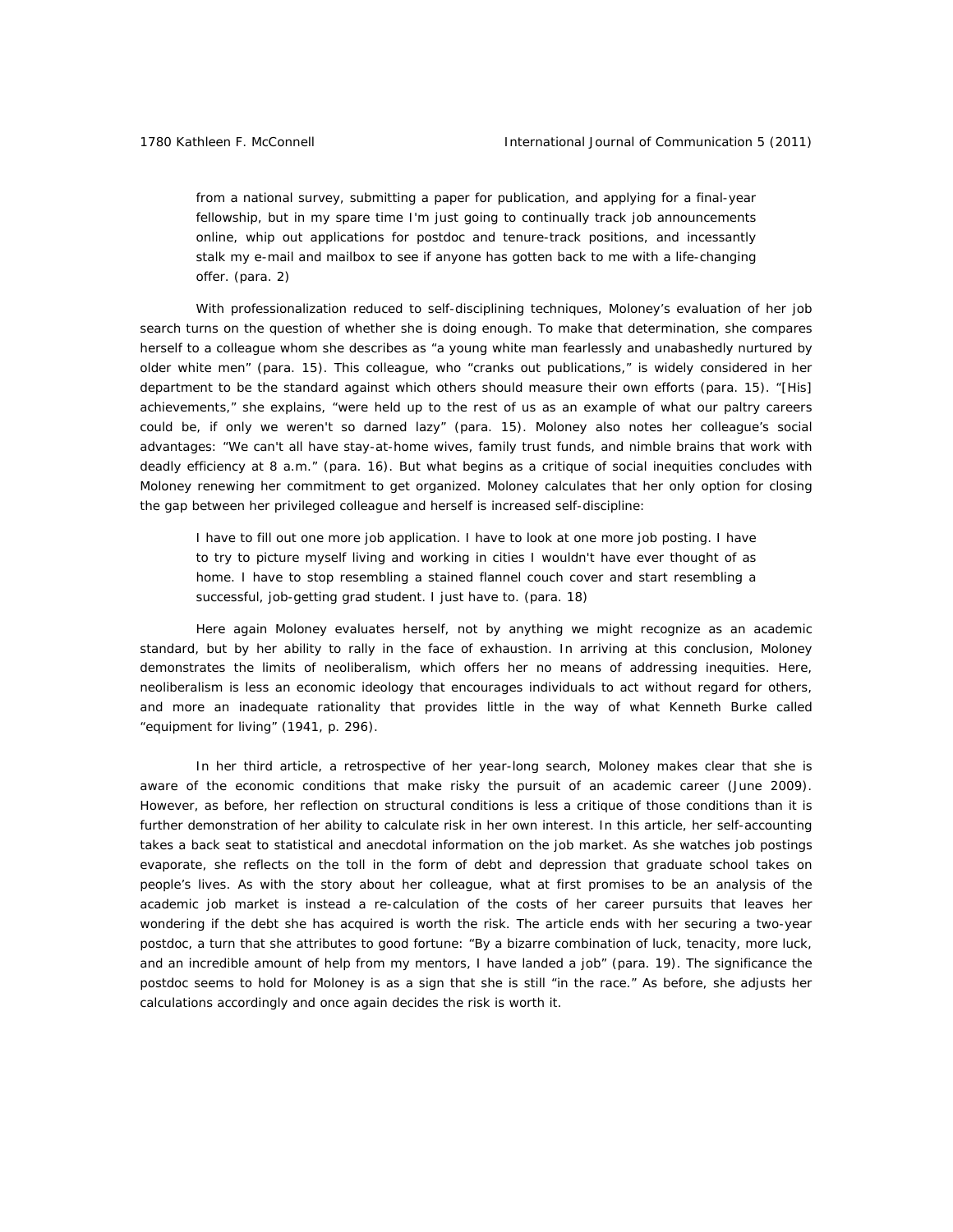> from a national survey, submitting a paper for publication, and applying for a final-year fellowship, but in my spare time I'm just going to continually track job announcements online, whip out applications for postdoc and tenure-track positions, and incessantly stalk my e-mail and mailbox to see if anyone has gotten back to me with a life-changing offer. (para. 2)

With professionalization reduced to self-disciplining techniques, Moloney's evaluation of her job search turns on the question of whether she is doing enough. To make that determination, she compares herself to a colleague whom she describes as "a young white man fearlessly and unabashedly nurtured by older white men" (para. 15). This colleague, who "cranks out publications," is widely considered in her department to be the standard against which others should measure their own efforts (para. 15). "[His] achievements," she explains, "were held up to the rest of us as an example of what our paltry careers could be, if only we weren't so darned lazy" (para. 15). Moloney also notes her colleague's social advantages: "We can't all have stay-at-home wives, family trust funds, and nimble brains that work with deadly efficiency at 8 a.m." (para. 16). But what begins as a critique of social inequities concludes with Moloney renewing her commitment to get organized. Moloney calculates that her only option for closing the gap between her privileged colleague and herself is increased self-discipline:

> I have to fill out one more job application. I have to look at one more job posting. I have to try to picture myself living and working in cities I wouldn't have ever thought of as home. I have to stop resembling a stained flannel couch cover and start resembling a successful, job-getting grad student. I just have to. (para. 18)

Here again Moloney evaluates herself, not by anything we might recognize as an academic standard, but by her ability to rally in the face of exhaustion. In arriving at this conclusion, Moloney demonstrates the limits of neoliberalism, which offers her no means of addressing inequities. Here, neoliberalism is less an economic ideology that encourages individuals to act without regard for others, and more an inadequate rationality that provides little in the way of what Kenneth Burke called "equipment for living" (1941, p. 296).

In her third article, a retrospective of her year-long search, Moloney makes clear that she is aware of the economic conditions that make risky the pursuit of an academic career (June 2009). However, as before, her reflection on structural conditions is less a critique of those conditions than it is further demonstration of her ability to calculate risk in her own interest. In this article, her self-accounting takes a back seat to statistical and anecdotal information on the job market. As she watches job postings evaporate, she reflects on the toll in the form of debt and depression that graduate school takes on people's lives. As with the story about her colleague, what at first promises to be an analysis of the academic job market is instead a re-calculation of the costs of her career pursuits that leaves her wondering if the debt she has acquired is worth the risk. The article ends with her securing a two-year postdoc, a turn that she attributes to good fortune: "By a bizarre combination of luck, tenacity, more luck, and an incredible amount of help from my mentors, I have landed a job" (para. 19). The significance the postdoc seems to hold for Moloney is as a sign that she is still "in the race." As before, she adjusts her calculations accordingly and once again decides the risk is worth it.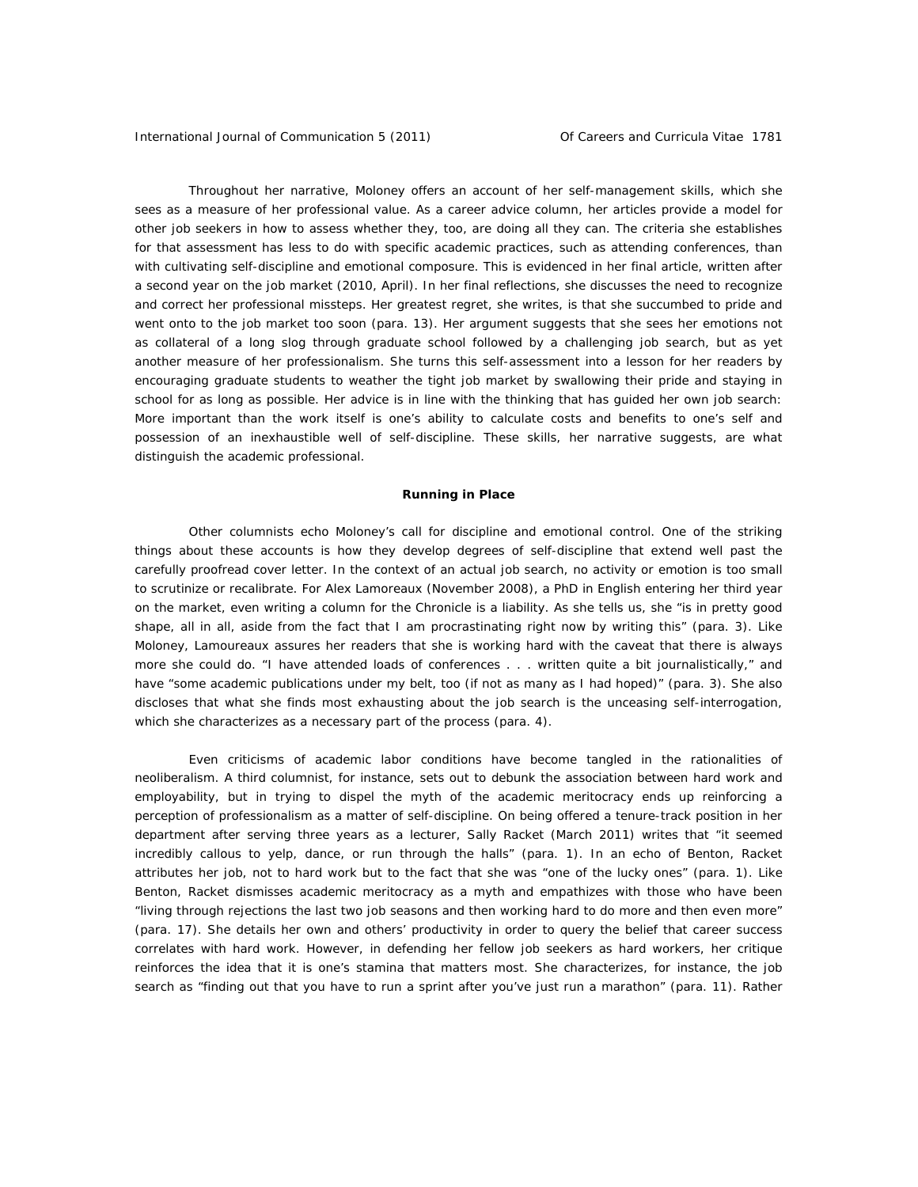Throughout her narrative, Moloney offers an account of her self-management skills, which she sees as a measure of her professional value. As a career advice column, her articles provide a model for other job seekers in how to assess whether they, too, are doing all they can. The criteria she establishes for that assessment has less to do with specific academic practices, such as attending conferences, than with cultivating self-discipline and emotional composure. This is evidenced in her final article, written after a second year on the job market (2010, April). In her final reflections, she discusses the need to recognize and correct her professional missteps. Her greatest regret, she writes, is that she succumbed to pride and went onto to the job market too soon (para. 13). Her argument suggests that she sees her emotions not as collateral of a long slog through graduate school followed by a challenging job search, but as yet another measure of her professionalism. She turns this self-assessment into a lesson for her readers by encouraging graduate students to weather the tight job market by swallowing their pride and staying in school for as long as possible. Her advice is in line with the thinking that has guided her own job search: More important than the work itself is one's ability to calculate costs and benefits to one's self and possession of an inexhaustible well of self-discipline. These skills, her narrative suggests, are what distinguish the academic professional.

## Running in Place

Other columnists echo Moloney's call for discipline and emotional control. One of the striking things about these accounts is how they develop degrees of self-discipline that extend well past the carefully proofread cover letter. In the context of an actual job search, no activity or emotion is too small to scrutinize or recalibrate. For Alex Lamoreaux (November 2008), a PhD in English entering her third year on the market, even writing a column for the Chronicle is a liability. As she tells us, she "is in pretty good shape, all in all, aside from the fact that I am procrastinating right now by writing this" (para. 3). Like Moloney, Lamoureaux assures her readers that she is working hard with the caveat that there is always more she could do. "I have attended loads of conferences . . . written quite a bit journalistically," and have "some academic publications under my belt, too (if not as many as I had hoped)" (para. 3). She also discloses that what she finds most exhausting about the job search is the unceasing self-interrogation, which she characterizes as a necessary part of the process (para. 4).

Even criticisms of academic labor conditions have become tangled in the rationalities of neoliberalism. A third columnist, for instance, sets out to debunk the association between hard work and employability, but in trying to dispel the myth of the academic meritocracy ends up reinforcing a perception of professionalism as a matter of self-discipline. On being offered a tenure-track position in her department after serving three years as a lecturer, Sally Racket (March 2011) writes that "it seemed incredibly callous to yelp, dance, or run through the halls" (para. 1). In an echo of Benton, Racket attributes her job, not to hard work but to the fact that she was "one of the lucky ones" (para. 1). Like Benton, Racket dismisses academic meritocracy as a myth and empathizes with those who have been "living through rejections the last two job seasons and then working hard to do more and then even more" (para. 17). She details her own and others' productivity in order to query the belief that career success correlates with hard work. However, in defending her fellow job seekers as hard workers, her critique reinforces the idea that it is one's stamina that matters most. She characterizes, for instance, the job search as "finding out that you have to run a sprint after you've just run a marathon" (para. 11). Rather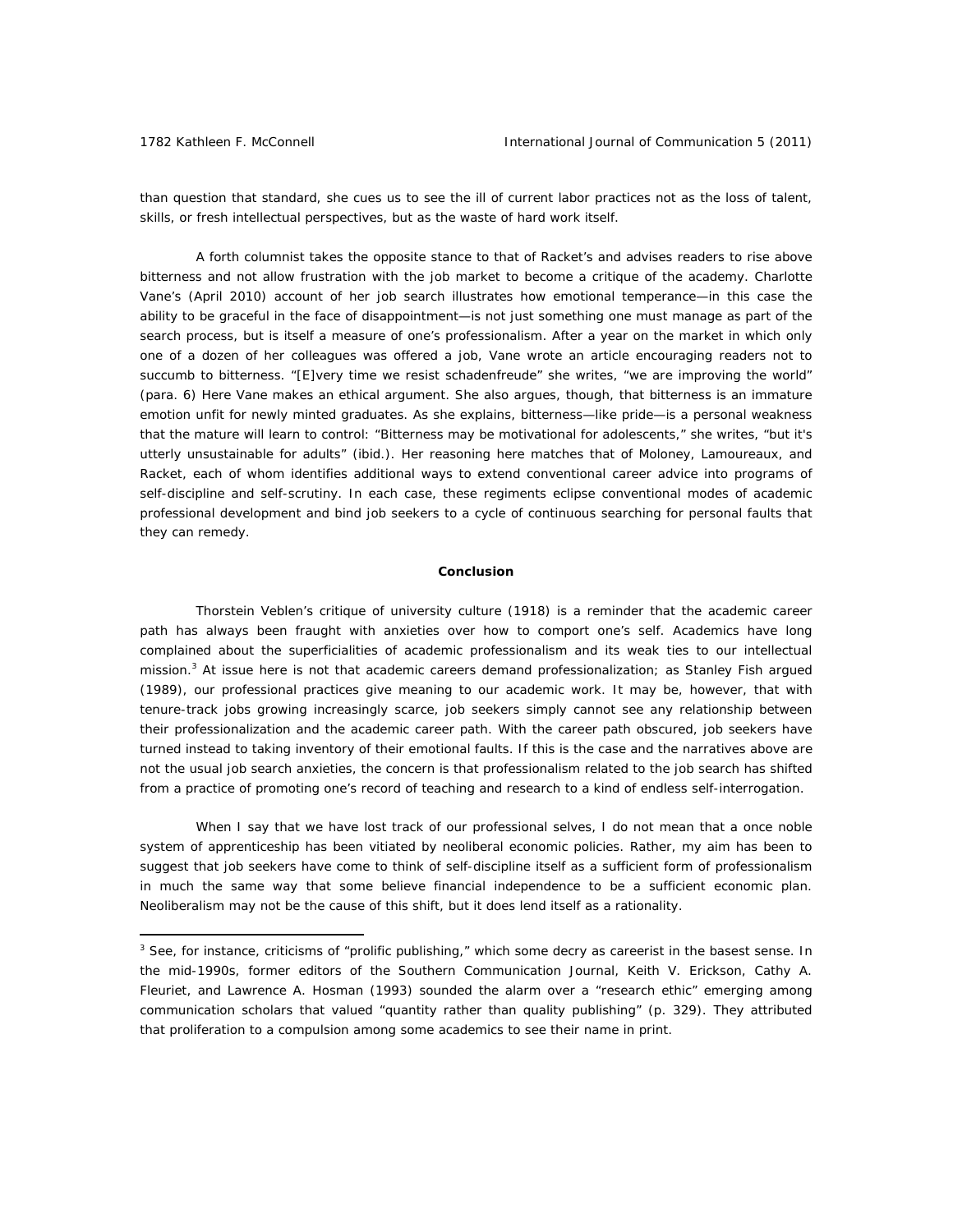than question that standard, she cues us to see the ill of current labor practices not as the loss of talent, skills, or fresh intellectual perspectives, but as the waste of hard work itself.

A forth columnist takes the opposite stance to that of Racket's and advises readers to rise above bitterness and not allow frustration with the job market to become a critique of the academy. Charlotte Vane's (April 2010) account of her job search illustrates how emotional temperance—in this case the ability to be graceful in the face of disappointment—is not just something one must manage as part of the search process, but is itself a measure of one's professionalism. After a year on the market in which only one of a dozen of her colleagues was offered a job, Vane wrote an article encouraging readers not to succumb to bitterness. "[E]very time we resist schadenfreude" she writes, "we are improving the world" (para. 6) Here Vane makes an ethical argument. She also argues, though, that bitterness is an immature emotion unfit for newly minted graduates. As she explains, bitterness—like pride—is a personal weakness that the mature will learn to control: "Bitterness may be motivational for adolescents," she writes, "but it's utterly unsustainable for adults" (ibid.). Her reasoning here matches that of Moloney, Lamoureaux, and Racket, each of whom identifies additional ways to extend conventional career advice into programs of self-discipline and self-scrutiny. In each case, these regiments eclipse conventional modes of academic professional development and bind job seekers to a cycle of continuous searching for personal faults that they can remedy.

## Conclusion

Thorstein Veblen's critique of university culture (1918) is a reminder that the academic career path has always been fraught with anxieties over how to comport one's self. Academics have long complained about the superficialities of academic professionalism and its weak ties to our intellectual mission.[3] At issue here is not that academic careers demand professionalization; as Stanley Fish argued (1989), our professional practices give meaning to our academic work. It may be, however, that with tenure-track jobs growing increasingly scarce, job seekers simply cannot see any relationship between their professionalization and the academic career path. With the career path obscured, job seekers have turned instead to taking inventory of their emotional faults. If this is the case and the narratives above are not the usual job search anxieties, the concern is that professionalism related to the job search has shifted from a practice of promoting one's record of teaching and research to a kind of endless self-interrogation.

When I say that we have lost track of our professional selves, I do not mean that a once noble system of apprenticeship has been vitiated by neoliberal economic policies. Rather, my aim has been to suggest that job seekers have come to think of self-discipline itself as a sufficient form of professionalism in much the same way that some believe financial independence to be a sufficient economic plan. Neoliberalism may not be the cause of this shift, but it does lend itself as a rationality.

---

[3] See, for instance, criticisms of "prolific publishing," which some decry as careerist in the basest sense. In the mid-1990s, former editors of the Southern Communication Journal, Keith V. Erickson, Cathy A. Fleuriet, and Lawrence A. Hosman (1993) sounded the alarm over a "research ethic" emerging among communication scholars that valued "quantity rather than quality publishing" (p. 329). They attributed that proliferation to a compulsion among some academics to see their name in print.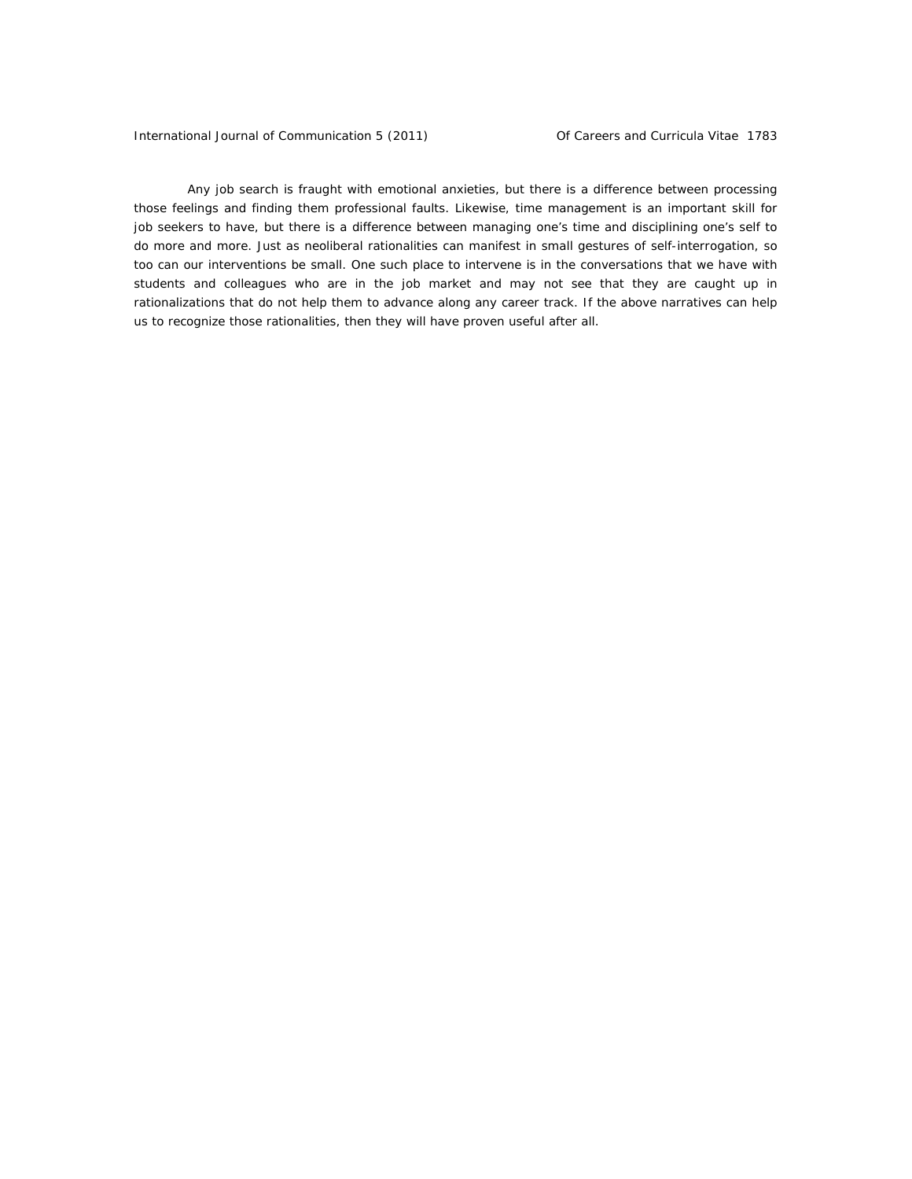Any job search is fraught with emotional anxieties, but there is a difference between processing those feelings and finding them professional faults. Likewise, time management is an important skill for job seekers to have, but there is a difference between managing one's time and disciplining one's self to do more and more. Just as neoliberal rationalities can manifest in small gestures of self-interrogation, so too can our interventions be small. One such place to intervene is in the conversations that we have with students and colleagues who are in the job market and may not see that they are caught up in rationalizations that do not help them to advance along any career track. If the above narratives can help us to recognize those rationalities, then they will have proven useful after all.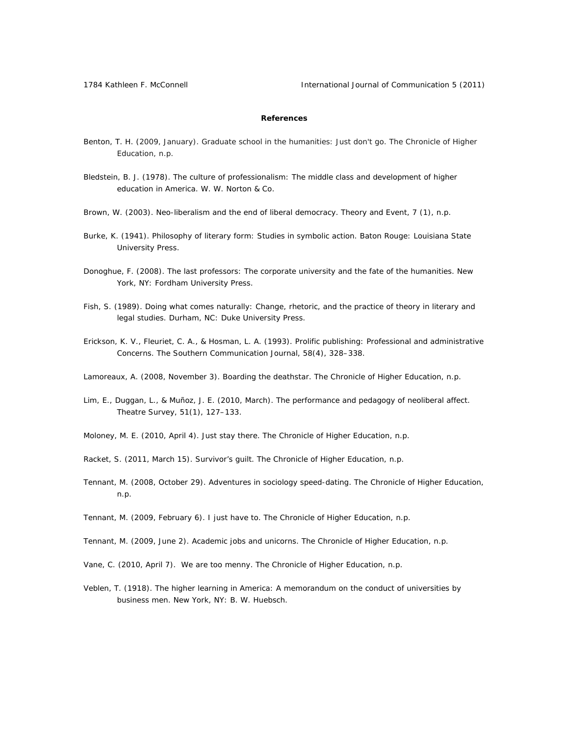**References**

Benton, T. H. (2009, January). Graduate school in the humanities: Just don't go. The Chronicle of Higher Education, n.p.

Bledstein, B. J. (1978). The culture of professionalism: The middle class and development of higher education in America. W. W. Norton & Co.

Brown, W. (2003). Neo-liberalism and the end of liberal democracy. Theory and Event, 7 (1), n.p.

Burke, K. (1941). Philosophy of literary form: Studies in symbolic action. Baton Rouge: Louisiana State University Press.

Donoghue, F. (2008). The last professors: The corporate university and the fate of the humanities. New York, NY: Fordham University Press.

Fish, S. (1989). Doing what comes naturally: Change, rhetoric, and the practice of theory in literary and legal studies. Durham, NC: Duke University Press.

Erickson, K. V., Fleuriet, C. A., & Hosman, L. A. (1993). Prolific publishing: Professional and administrative Concerns. The Southern Communication Journal, 58(4), 328–338.

Lamoreaux, A. (2008, November 3). Boarding the deathstar. The Chronicle of Higher Education, n.p.

Lim, E., Duggan, L., & Muñoz, J. E. (2010, March). The performance and pedagogy of neoliberal affect. Theatre Survey, 51(1), 127–133.

Moloney, M. E. (2010, April 4). Just stay there. The Chronicle of Higher Education, n.p.

Racket, S. (2011, March 15). Survivor's guilt. The Chronicle of Higher Education, n.p.

Tennant, M. (2008, October 29). Adventures in sociology speed-dating. The Chronicle of Higher Education, n.p.

Tennant, M. (2009, February 6). I just have to. The Chronicle of Higher Education, n.p.

Tennant, M. (2009, June 2). Academic jobs and unicorns. The Chronicle of Higher Education, n.p.

Vane, C. (2010, April 7). We are too menny. The Chronicle of Higher Education, n.p.

Veblen, T. (1918). The higher learning in America: A memorandum on the conduct of universities by business men. New York, NY: B. W. Huebsch.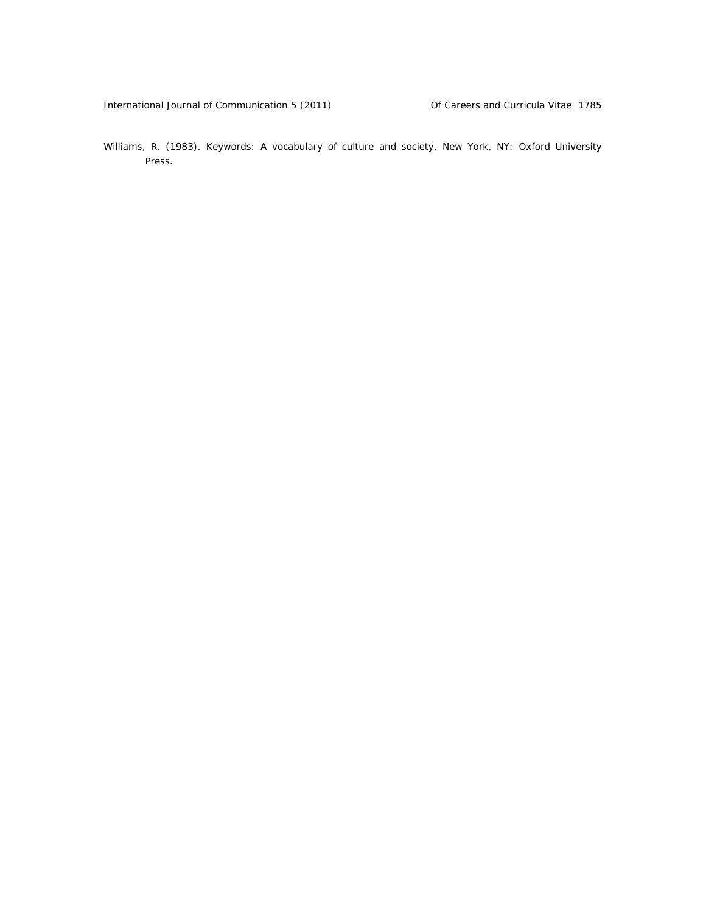Williams, R. (1983). Keywords: A vocabulary of culture and society. New York, NY: Oxford University Press.